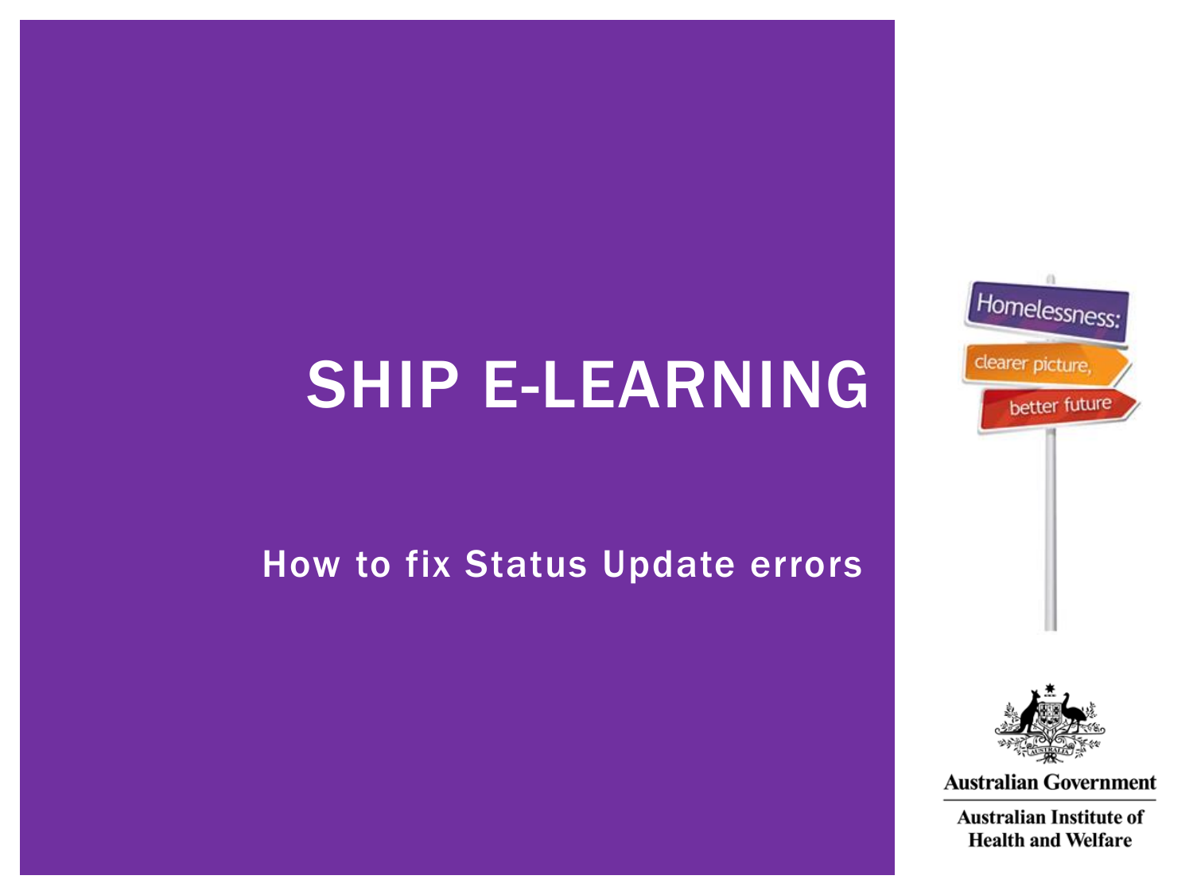# SHIP E-LEARNING

## How to fix Status Update errors

Homelessness: clearer picture, better future

Australian Government

Australian Institute of Health and Welfare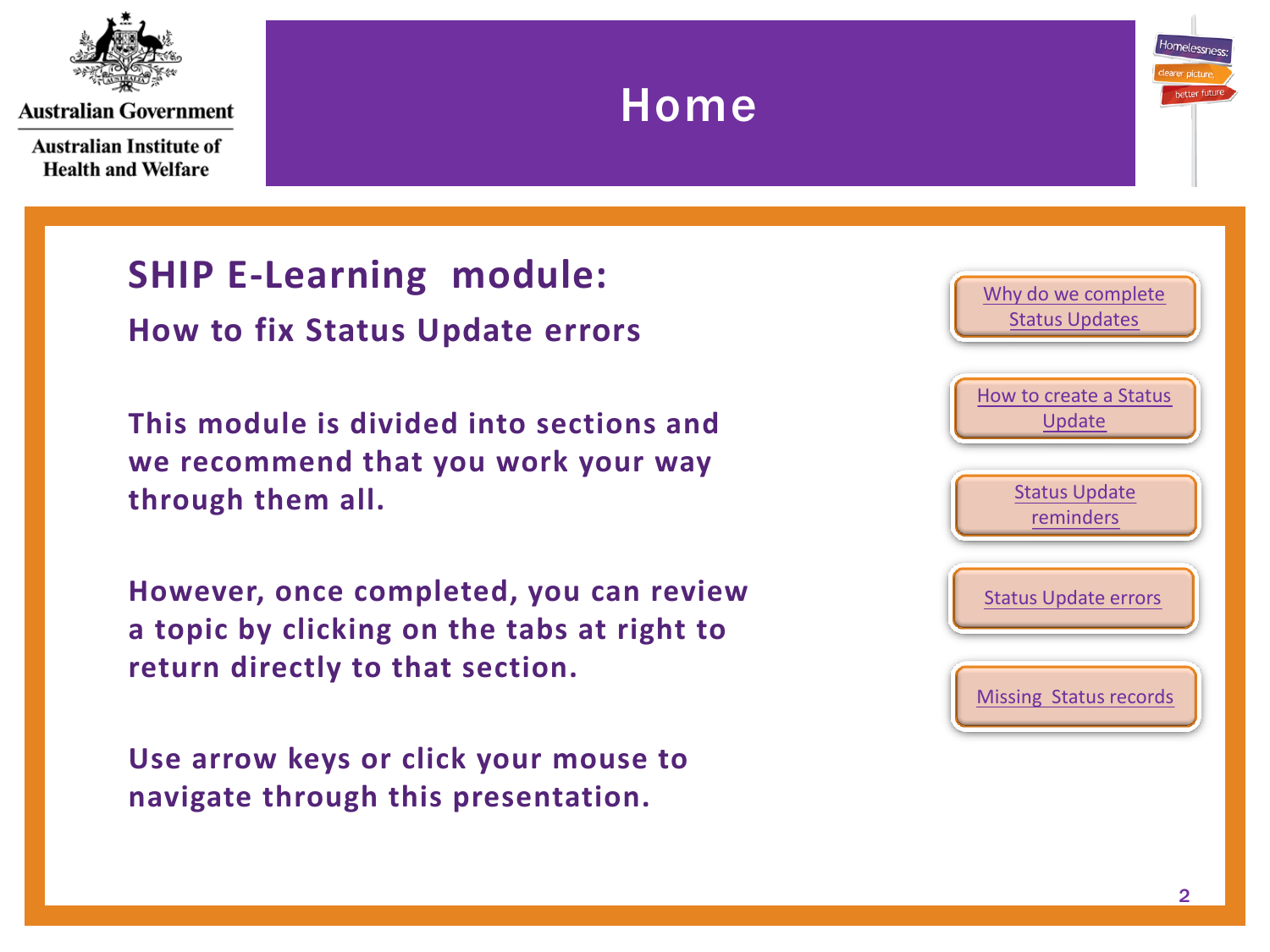Australian Government

Australian Institute of Health and Welfare

# Home

Homelessness: clearer picture, better future

## SHIP E-Learning module:

### How to fix Status Update errors

**This module is divided into sections and we recommend that you work your way through them all.**

**However, once completed, you can review a topic by clicking on the tabs at right to return directly to that section.**

**Use arrow keys or click your mouse to navigate through this presentation.**

- Why do we complete Status Updates
- How to create a Status Update
- Status Update reminders
- Status Update errors
- Missing Status records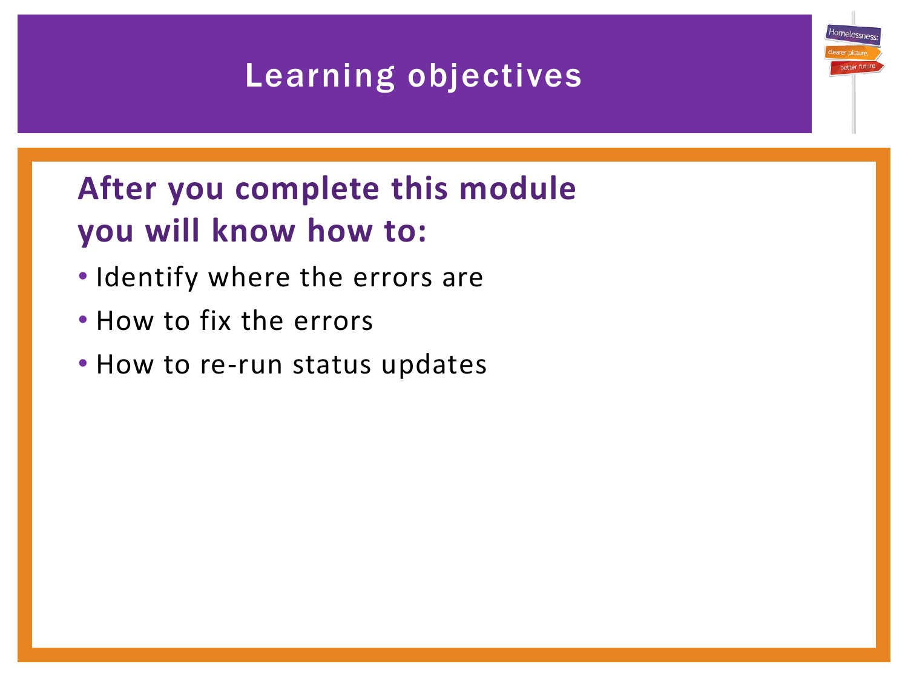# Learning objectives

## After you complete this module you will know how to:

- Identify where the errors are
- How to fix the errors
- How to re-run status updates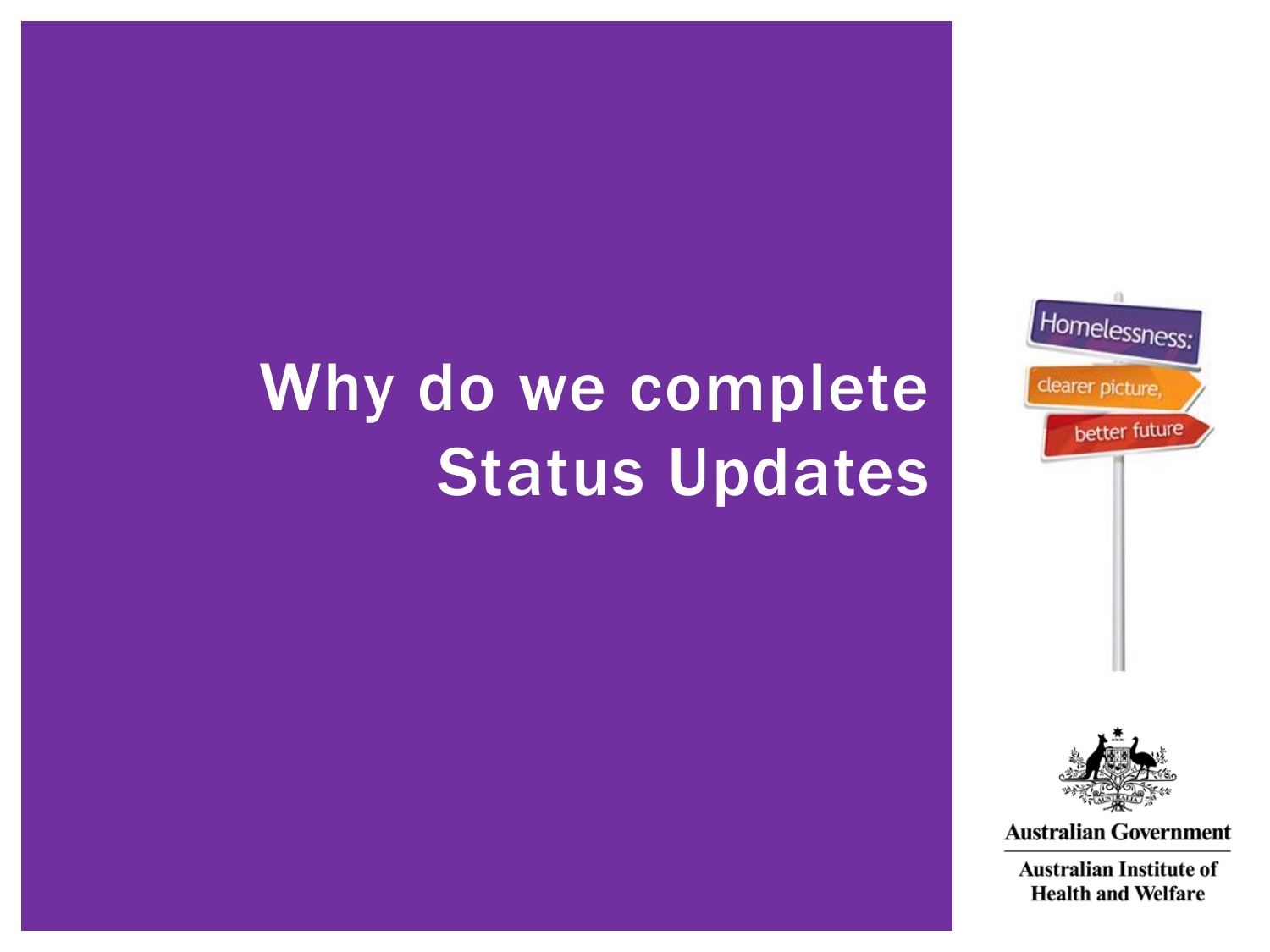# Why do we complete Status Updates

Homelessness: clearer picture, better future

Australian Government

Australian Institute of Health and Welfare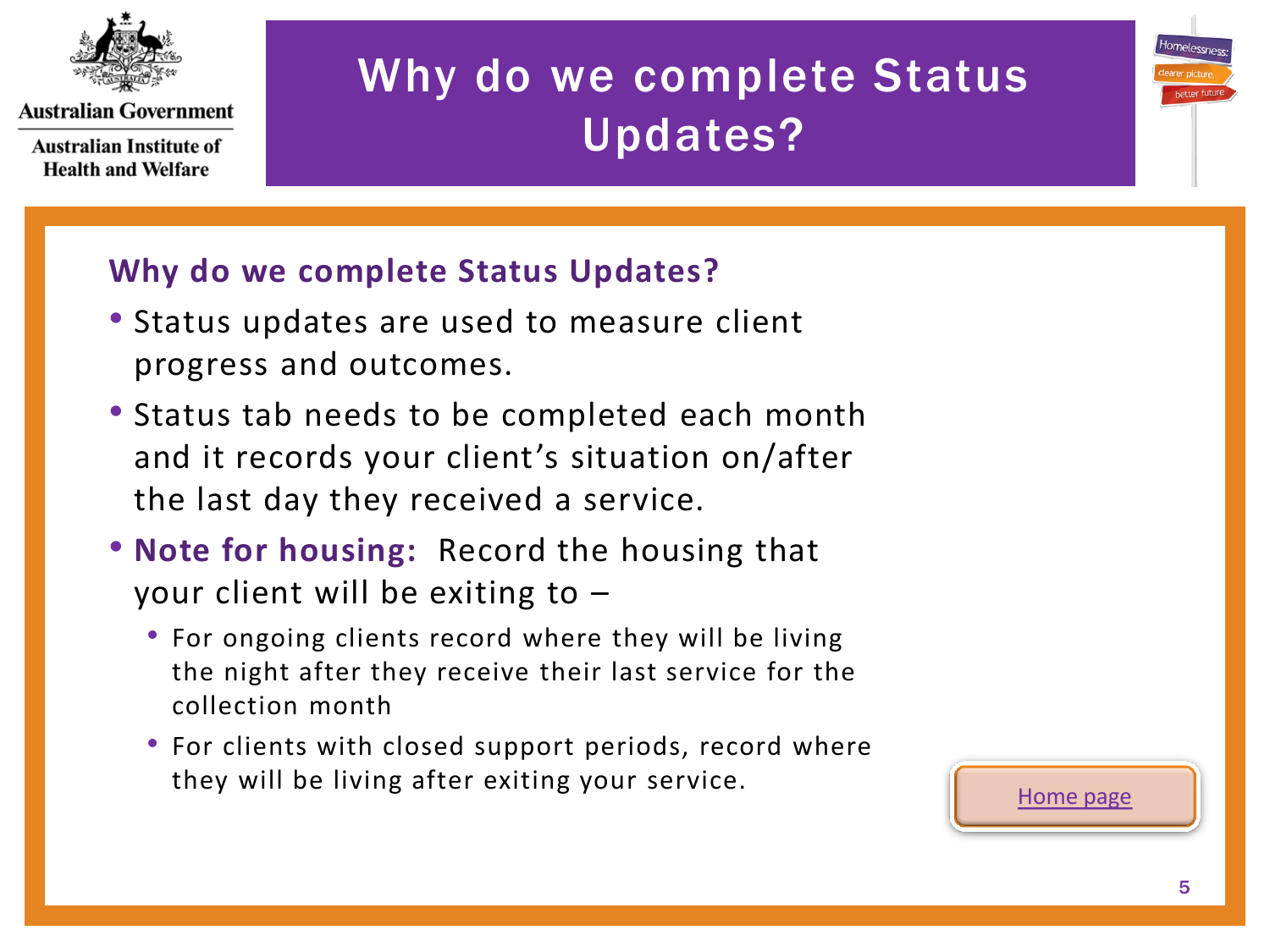Australian Government

Australian Institute of Health and Welfare

# Why do we complete Status Updates?

Homelessness: clearer picture, better future

## Why do we complete Status Updates?

- Status updates are used to measure client progress and outcomes.
- Status tab needs to be completed each month and it records your client's situation on/after the last day they received a service.
- **Note for housing:** Record the housing that your client will be exiting to –
  - For ongoing clients record where they will be living the night after they receive their last service for the collection month
  - For clients with closed support periods, record where they will be living after exiting your service.

Home page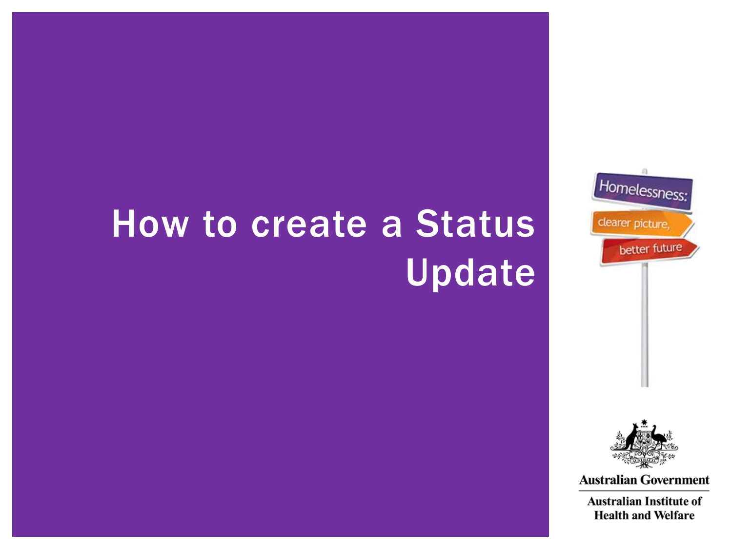# How to create a Status Update

Homelessness: clearer picture, better future

Australian Government

Australian Institute of Health and Welfare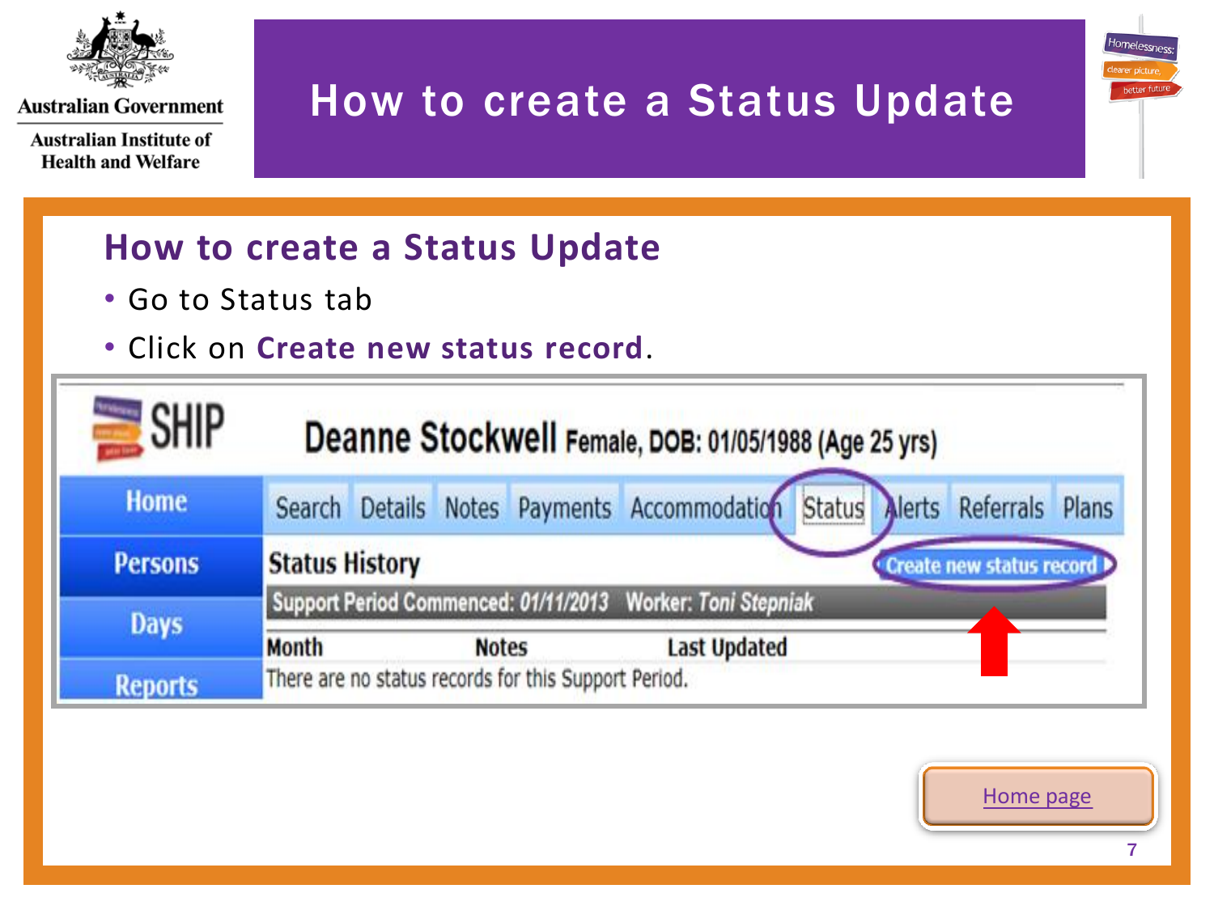Australian Government

Australian Institute of Health and Welfare

# How to create a Status Update

## How to create a Status Update

- Go to Status tab
- Click on **Create new status record**.

SHIP

Deanne Stockwell Female, DOB: 01/05/1988 (Age 25 yrs)

Home | Persons | Days | Reports

Search | Details | Notes | Payments | Accommodation | Status | Alerts | Referrals | Plans

Status History — Create new status record

Support Period Commenced: *01/11/2013* Worker: *Toni Stepniak*

| Month | Notes | Last Updated |
| --- | --- | --- |
| There are no status records for this Support Period. | | |

Home page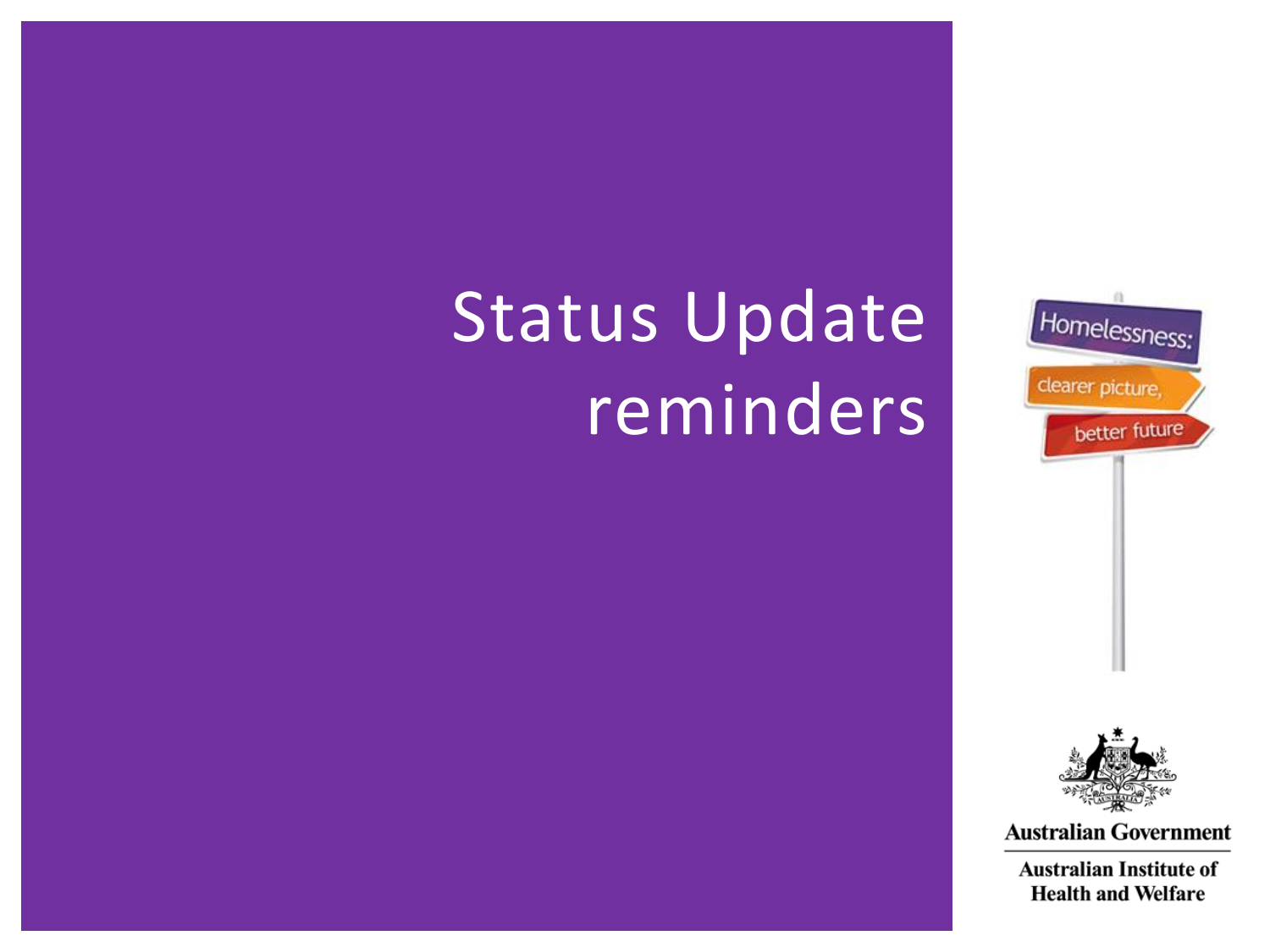# Status Update reminders

Homelessness: clearer picture, better future

Australian Government

Australian Institute of Health and Welfare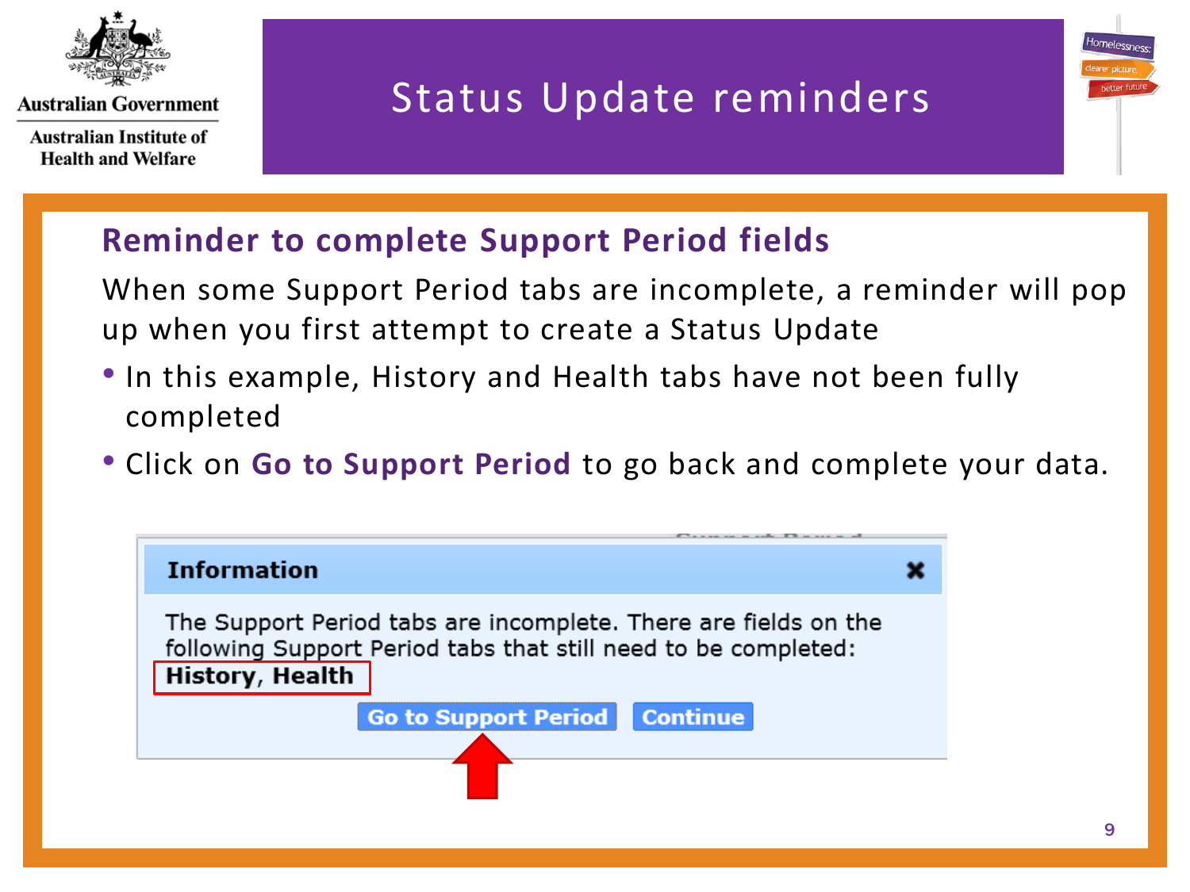# Status Update reminders

## Reminder to complete Support Period fields

When some Support Period tabs are incomplete, a reminder will pop up when you first attempt to create a Status Update

- In this example, History and Health tabs have not been fully completed
- Click on **Go to Support Period** to go back and complete your data.

**Information**

The Support Period tabs are incomplete. There are fields on the following Support Period tabs that still need to be completed:

**History, Health**

Go to Support Period | Continue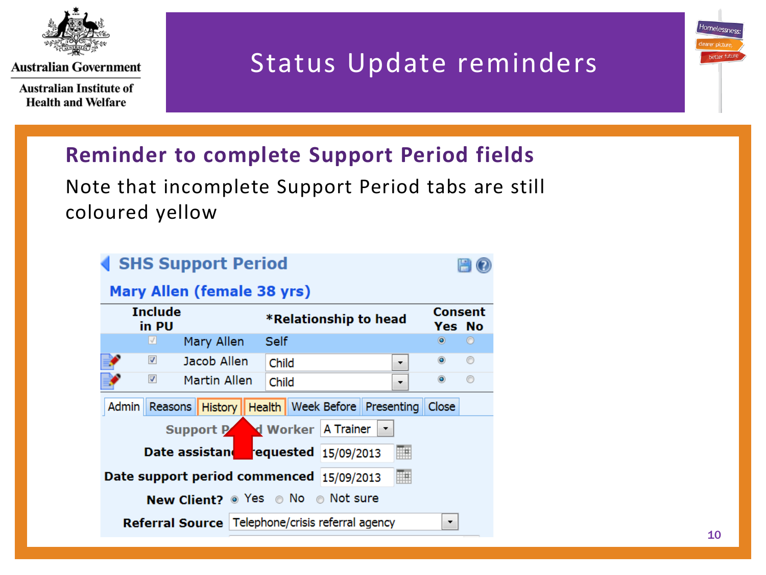Australian Government

Australian Institute of Health and Welfare

# Status Update reminders

## Reminder to complete Support Period fields

Note that incomplete Support Period tabs are still coloured yellow

**SHS Support Period**

**Mary Allen (female 38 yrs)**

| Include in PU | | *Relationship to head | Consent Yes | Consent No |
|---|---|---|---|---|
| ☑ | Mary Allen | Self | ◉ | ○ |
| ☑ | Jacob Allen | Child | ◉ | ○ |
| ☑ | Martin Allen | Child | ◉ | ○ |

Admin | Reasons | History | Health | Week Before | Presenting | Close

**Support Period Worker** A Trainer

**Date assistance requested** 15/09/2013

**Date support period commenced** 15/09/2013

**New Client?** ◉ Yes ○ No ○ Not sure

**Referral Source** Telephone/crisis referral agency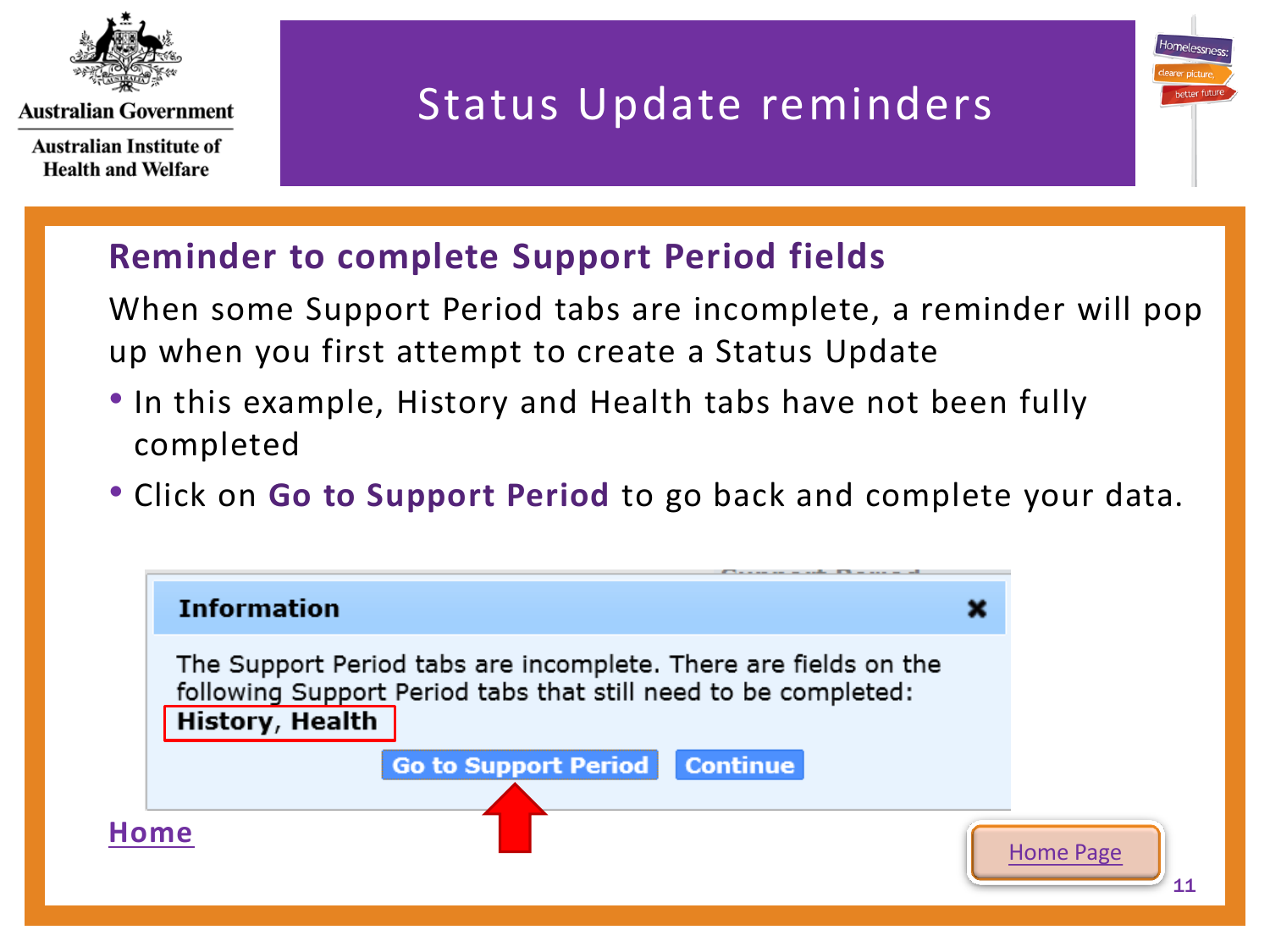# Status Update reminders

## Reminder to complete Support Period fields

When some Support Period tabs are incomplete, a reminder will pop up when you first attempt to create a Status Update

- In this example, History and Health tabs have not been fully completed
- Click on **Go to Support Period** to go back and complete your data.

**Information**

The Support Period tabs are incomplete. There are fields on the following Support Period tabs that still need to be completed:
**History, Health**

Go to Support Period | Continue

Home

Home Page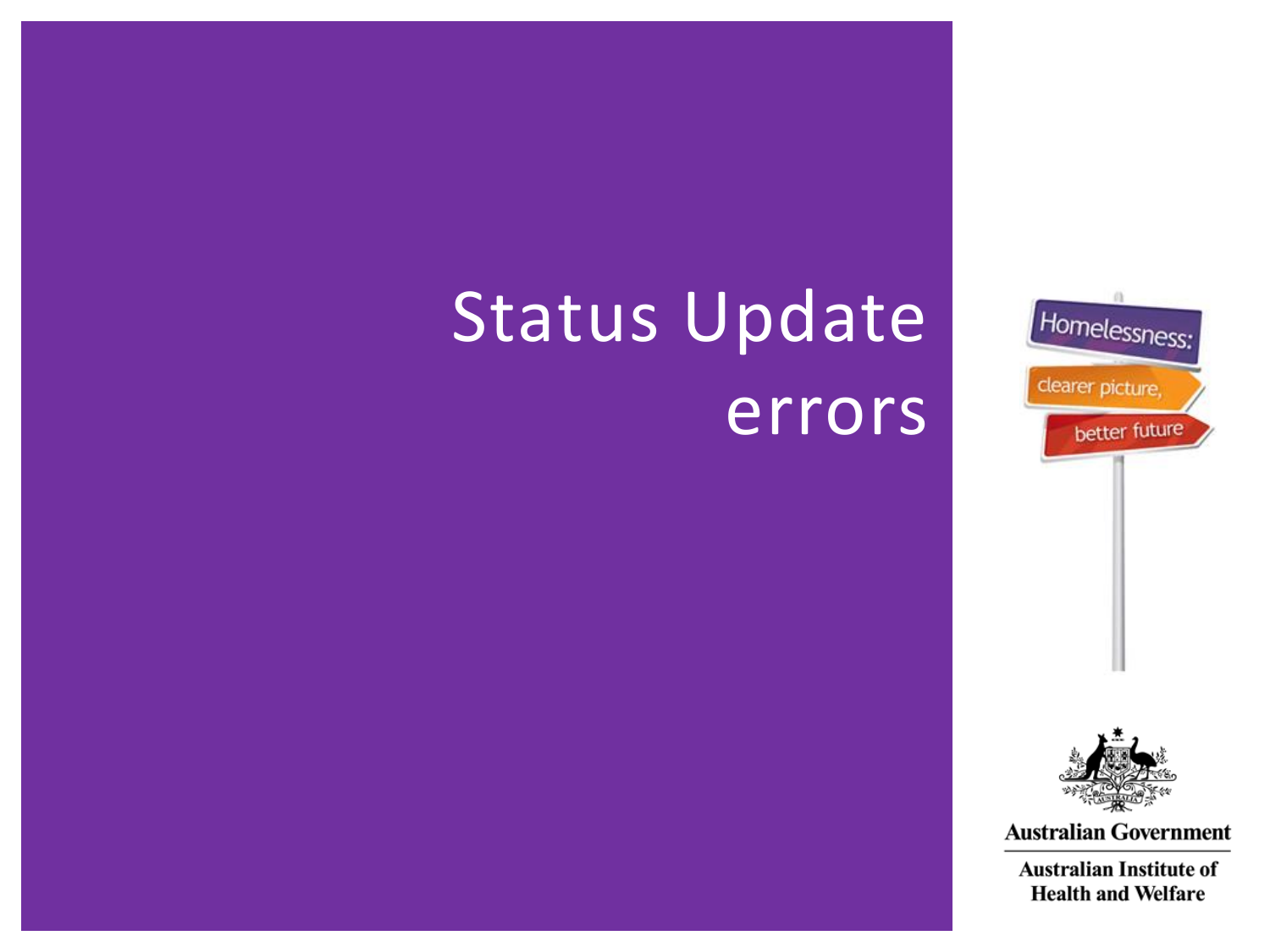# Status Update errors

Homelessness: clearer picture, better future

Australian Government

Australian Institute of Health and Welfare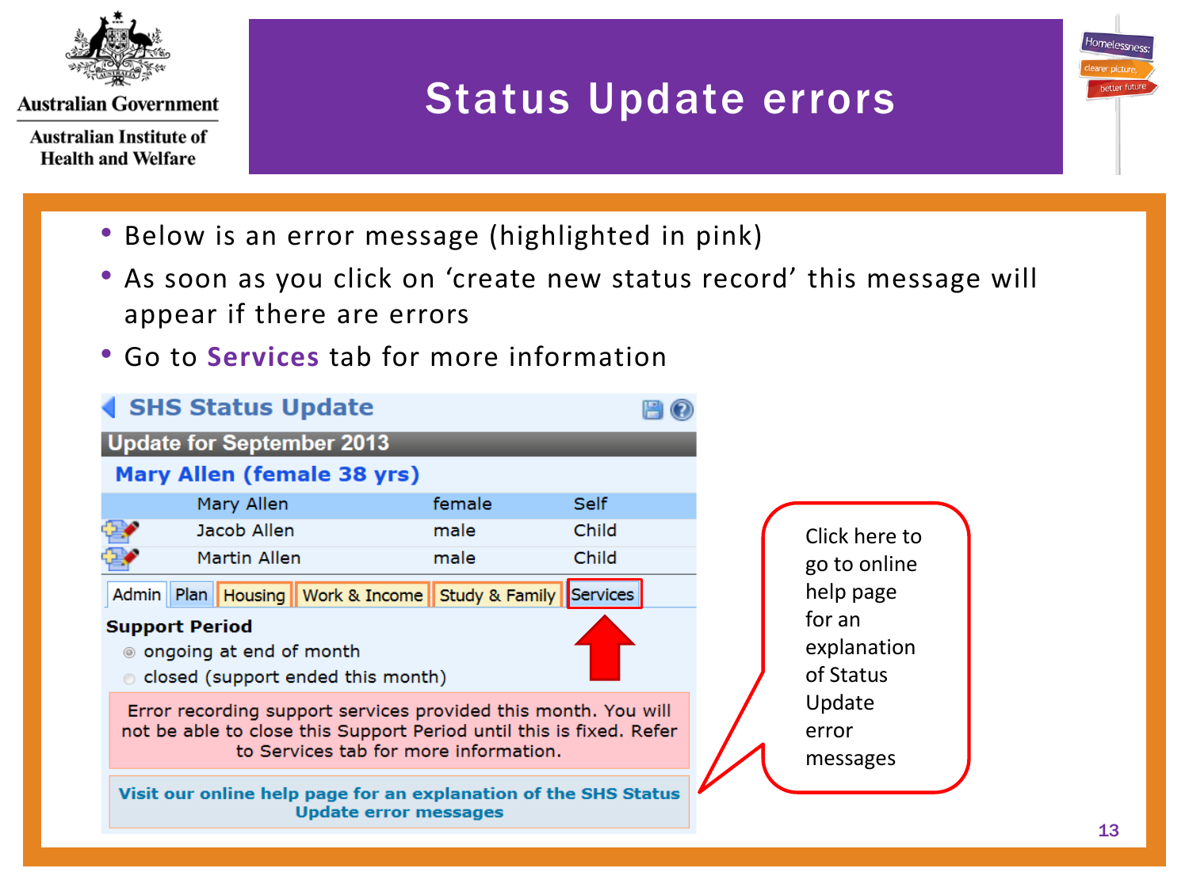# Status Update errors

- Below is an error message (highlighted in pink)
- As soon as you click on 'create new status record' this message will appear if there are errors
- Go to **Services** tab for more information

**SHS Status Update**

**Update for September 2013**

**Mary Allen (female 38 yrs)**

| Name | Sex | Relationship |
|---|---|---|
| Mary Allen | female | Self |
| Jacob Allen | male | Child |
| Martin Allen | male | Child |

Admin | Plan | Housing | Work & Income | Study & Family | Services

**Support Period**

- ongoing at end of month
- closed (support ended this month)

Error recording support services provided this month. You will not be able to close this Support Period until this is fixed. Refer to Services tab for more information.

**Visit our online help page for an explanation of the SHS Status Update error messages**

Click here to go to online help page for an explanation of Status Update error messages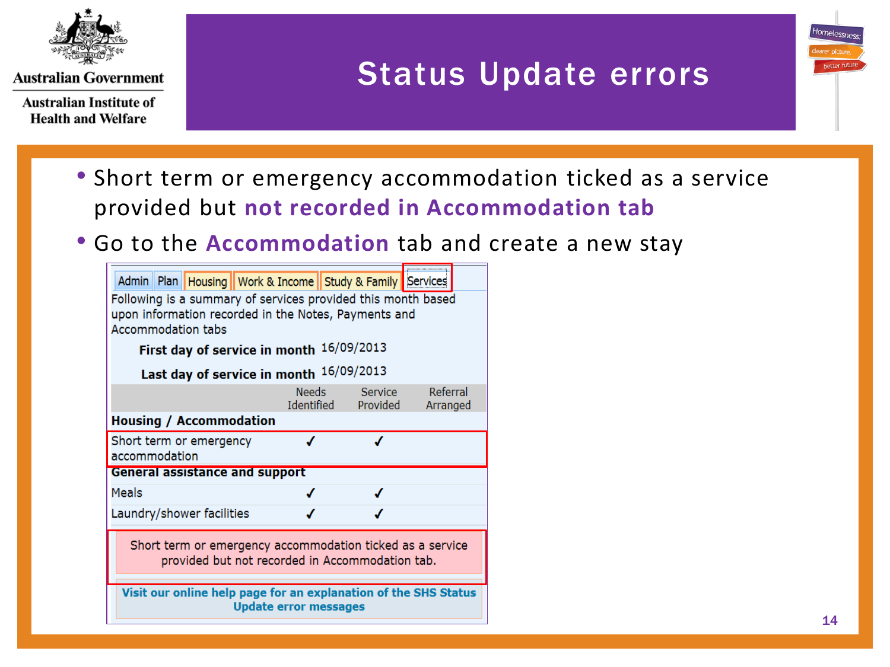# Status Update errors

- Short term or emergency accommodation ticked as a service provided but **not recorded in Accommodation tab**
- Go to the **Accommodation** tab and create a new stay

Admin | Plan | Housing | Work & Income | Study & Family | Services

Following is a summary of services provided this month based upon information recorded in the Notes, Payments and Accommodation tabs

**First day of service in month** 16/09/2013

**Last day of service in month** 16/09/2013

| | Needs Identified | Service Provided | Referral Arranged |
|---|---|---|---|
| **Housing / Accommodation** | | | |
| Short term or emergency accommodation | ✓ | ✓ | |
| **General assistance and support** | | | |
| Meals | ✓ | ✓ | |
| Laundry/shower facilities | ✓ | ✓ | |

Short term or emergency accommodation ticked as a service provided but not recorded in Accommodation tab.

**Visit our online help page for an explanation of the SHS Status Update error messages**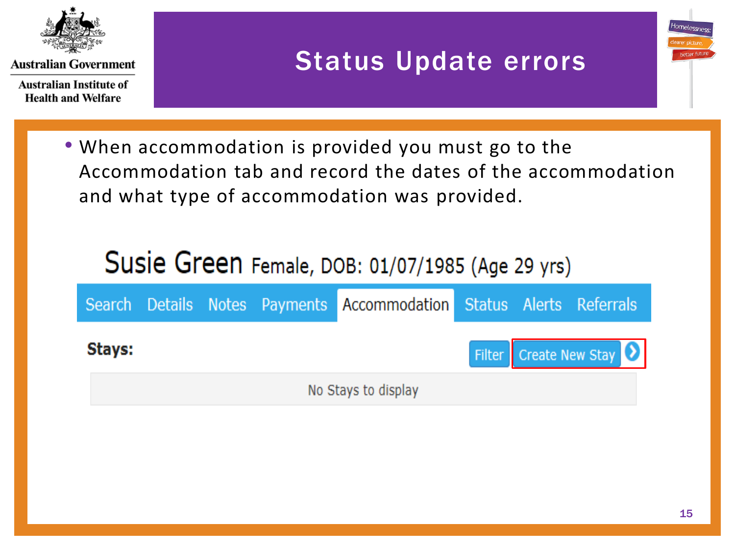# Status Update errors

- When accommodation is provided you must go to the Accommodation tab and record the dates of the accommodation and what type of accommodation was provided.

Susie Green Female, DOB: 01/07/1985 (Age 29 yrs)

Search | Details | Notes | Payments | Accommodation | Status | Alerts | Referrals

**Stays:**

Filter | Create New Stay

No Stays to display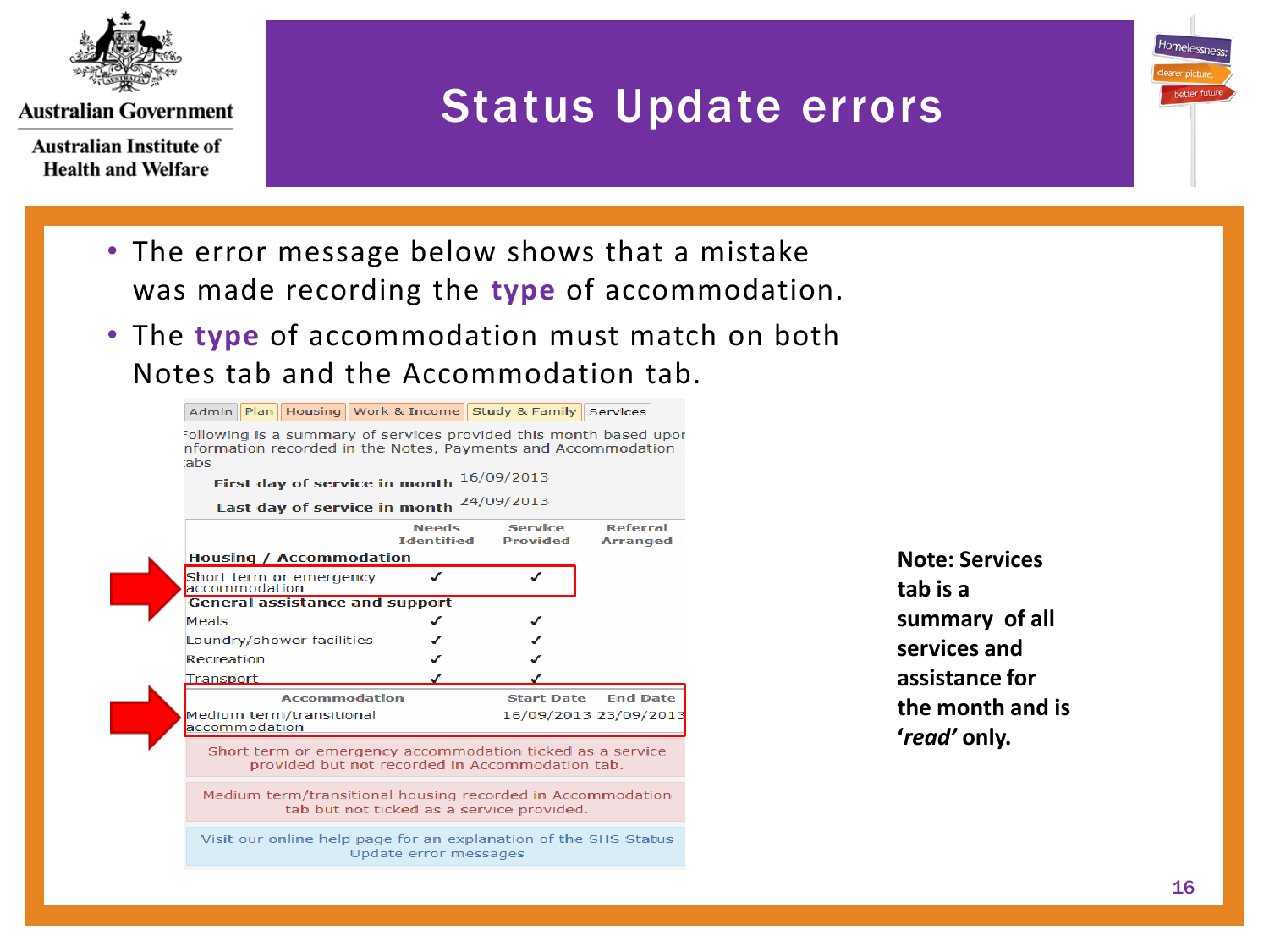# Status Update errors

- The error message below shows that a mistake was made recording the **type** of accommodation.
- The **type** of accommodation must match on both Notes tab and the Accommodation tab.

Admin | Plan | Housing | Work & Income | Study & Family | Services

Following is a summary of services provided this month based upon information recorded in the Notes, Payments and Accommodation tabs

**First day of service in month** 16/09/2013

**Last day of service in month** 24/09/2013

| | Needs Identified | Service Provided | Referral Arranged |
|---|---|---|---|
| **Housing / Accommodation** | | | |
| Short term or emergency accommodation | ✓ | ✓ | |
| **General assistance and support** | | | |
| Meals | ✓ | ✓ | |
| Laundry/shower facilities | ✓ | ✓ | |
| Recreation | ✓ | ✓ | |
| Transport | ✓ | ✓ | |

| Accommodation | Start Date | End Date |
|---|---|---|
| Medium term/transitional accommodation | 16/09/2013 | 23/09/2013 |

Short term or emergency accommodation ticked as a service provided but not recorded in Accommodation tab.

Medium term/transitional housing recorded in Accommodation tab but not ticked as a service provided.

Visit our online help page for an explanation of the SHS Status Update error messages

**Note: Services tab is a summary of all services and assistance for the month and is '*read*' only.**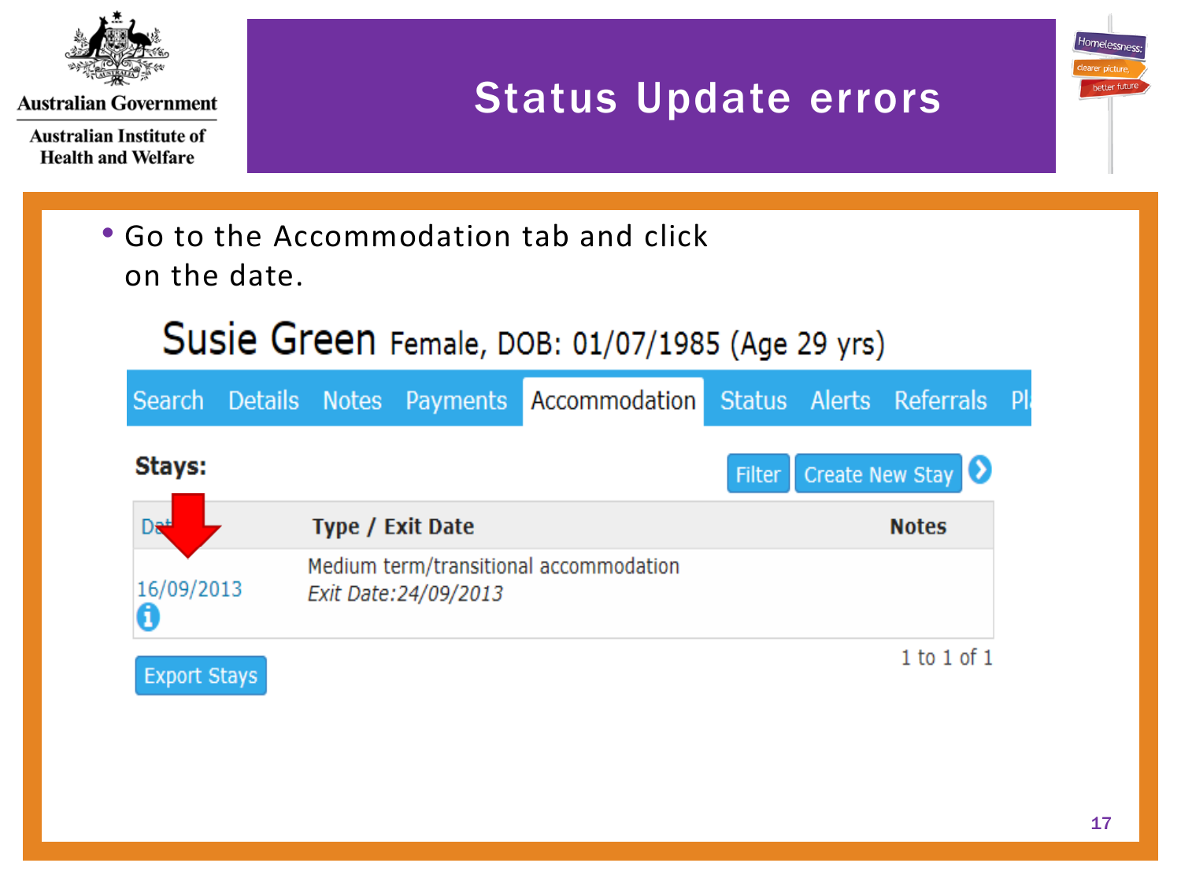# Status Update errors

- Go to the Accommodation tab and click on the date.

Susie Green Female, DOB: 01/07/1985 (Age 29 yrs)

Search | Details | Notes | Payments | Accommodation | Status | Alerts | Referrals | Pl

**Stays:**

Filter | Create New Stay

| Date | Type / Exit Date | Notes |
| --- | --- | --- |
| 16/09/2013 | Medium term/transitional accommodation *Exit Date:24/09/2013* | |

Export Stays

1 to 1 of 1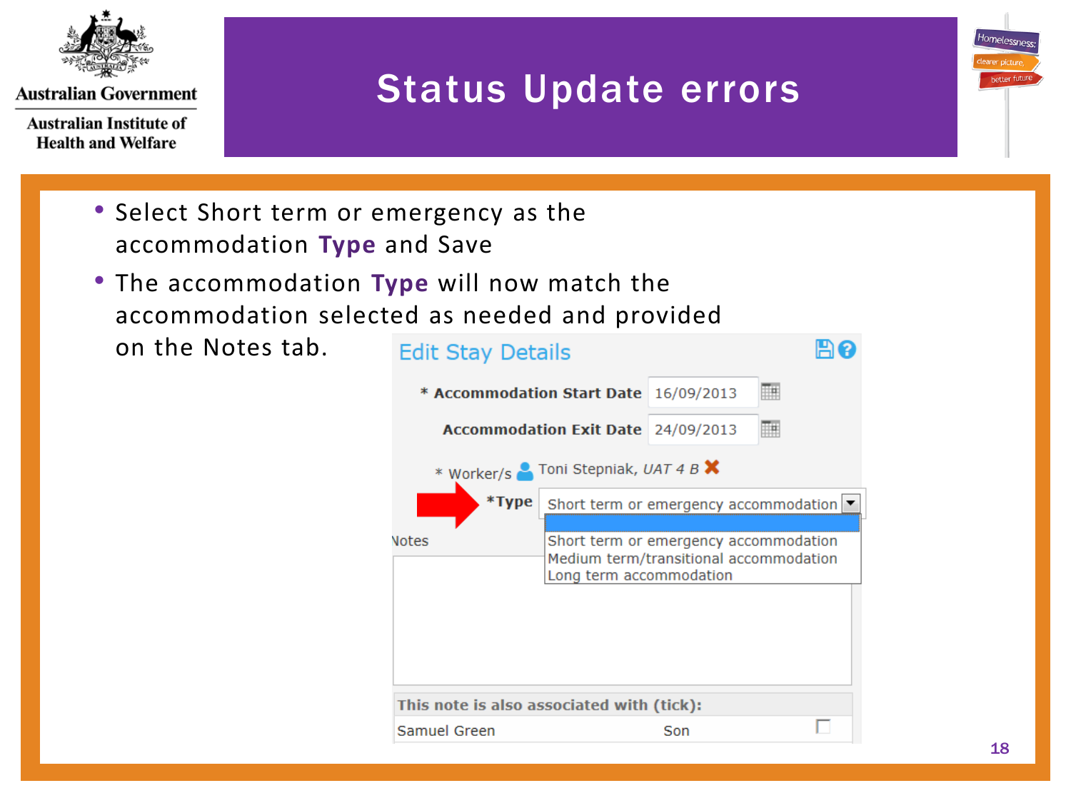# Status Update errors

- Select Short term or emergency as the accommodation **Type** and Save
- The accommodation **Type** will now match the accommodation selected as needed and provided on the Notes tab.

Edit Stay Details

* Accommodation Start Date 16/09/2013

Accommodation Exit Date 24/09/2013

* Worker/s Toni Stepniak, *UAT 4 B*

*Type Short term or emergency accommodation

- Short term or emergency accommodation
- Medium term/transitional accommodation
- Long term accommodation

Notes

This note is also associated with (tick):

| Samuel Green | Son | |
|---|---|---|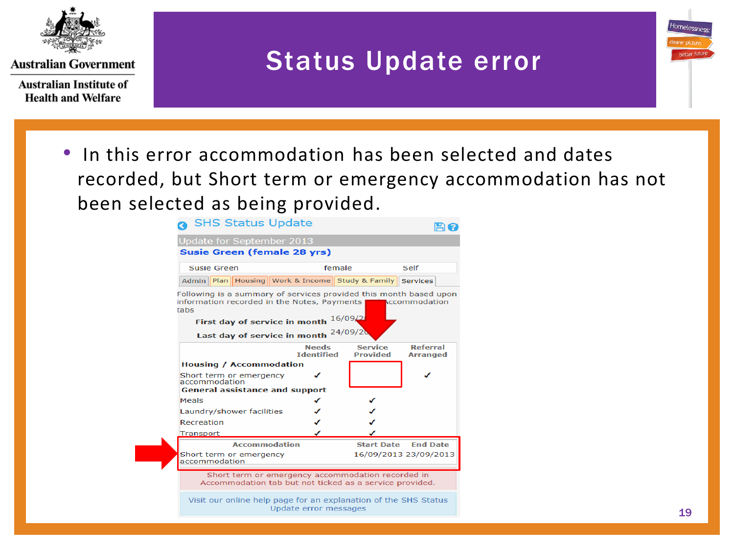# Status Update error

- In this error accommodation has been selected and dates recorded, but Short term or emergency accommodation has not been selected as being provided.

**SHS Status Update**

Update for September 2013

**Susie Green (female 28 yrs)**

| Susie Green | female | Self |
|---|---|---|

Admin | Plan | Housing | Work & Income | Study & Family | Services

Following is a summary of services provided this month based upon information recorded in the Notes, Payments and Accommodation tabs

**First day of service in month** 16/09/2013

**Last day of service in month** 24/09/2013

| | Needs Identified | Service Provided | Referral Arranged |
|---|---|---|---|
| **Housing / Accommodation** | | | |
| Short term or emergency accommodation | ✓ | | ✓ |
| **General assistance and support** | | | |
| Meals | ✓ | ✓ | |
| Laundry/shower facilities | ✓ | ✓ | |
| Recreation | ✓ | ✓ | |
| Transport | ✓ | ✓ | |

| Accommodation | Start Date | End Date |
|---|---|---|
| Short term or emergency accommodation | 16/09/2013 | 23/09/2013 |

Short term or emergency accommodation recorded in Accommodation tab but not ticked as a service provided.

Visit our online help page for an explanation of the SHS Status Update error messages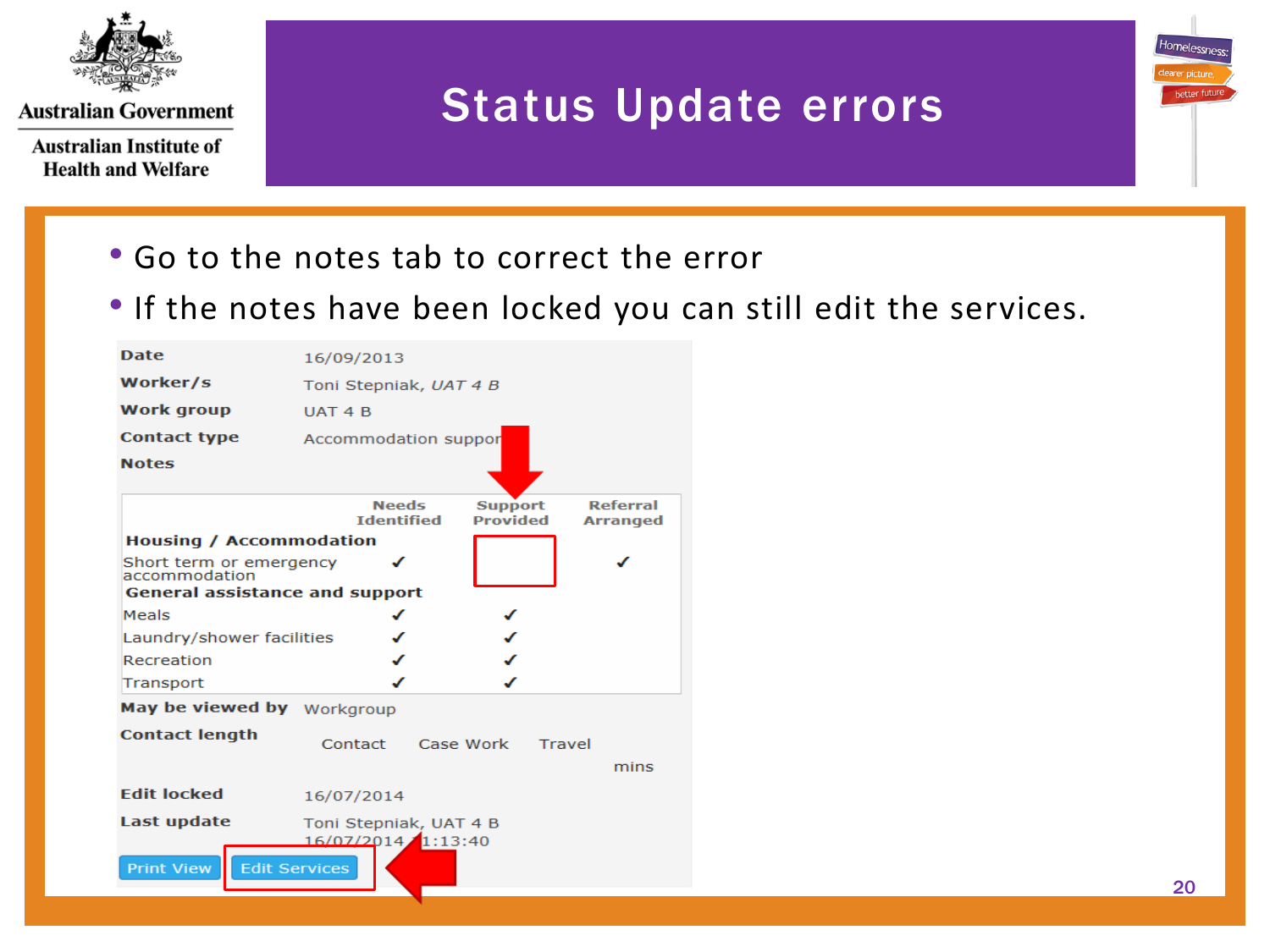# Status Update errors

- Go to the notes tab to correct the error
- If the notes have been locked you can still edit the services.

| | |
|---|---|
| **Date** | 16/09/2013 |
| **Worker/s** | Toni Stepniak, *UAT 4 B* |
| **Work group** | UAT 4 B |
| **Contact type** | Accommodation suppor |
| **Notes** | |

| | Needs Identified | Support Provided | Referral Arranged |
|---|---|---|---|
| **Housing / Accommodation** | | | |
| Short term or emergency accommodation | ✓ | | ✓ |
| **General assistance and support** | | | |
| Meals | ✓ | ✓ | |
| Laundry/shower facilities | ✓ | ✓ | |
| Recreation | ✓ | ✓ | |
| Transport | ✓ | ✓ | |

| | |
|---|---|
| **May be viewed by** | Workgroup |
| **Contact length** | Contact Case Work Travel mins |
| **Edit locked** | 16/07/2014 |
| **Last update** | Toni Stepniak, UAT 4 B 16/07/2014 11:13:40 |

Print View | Edit Services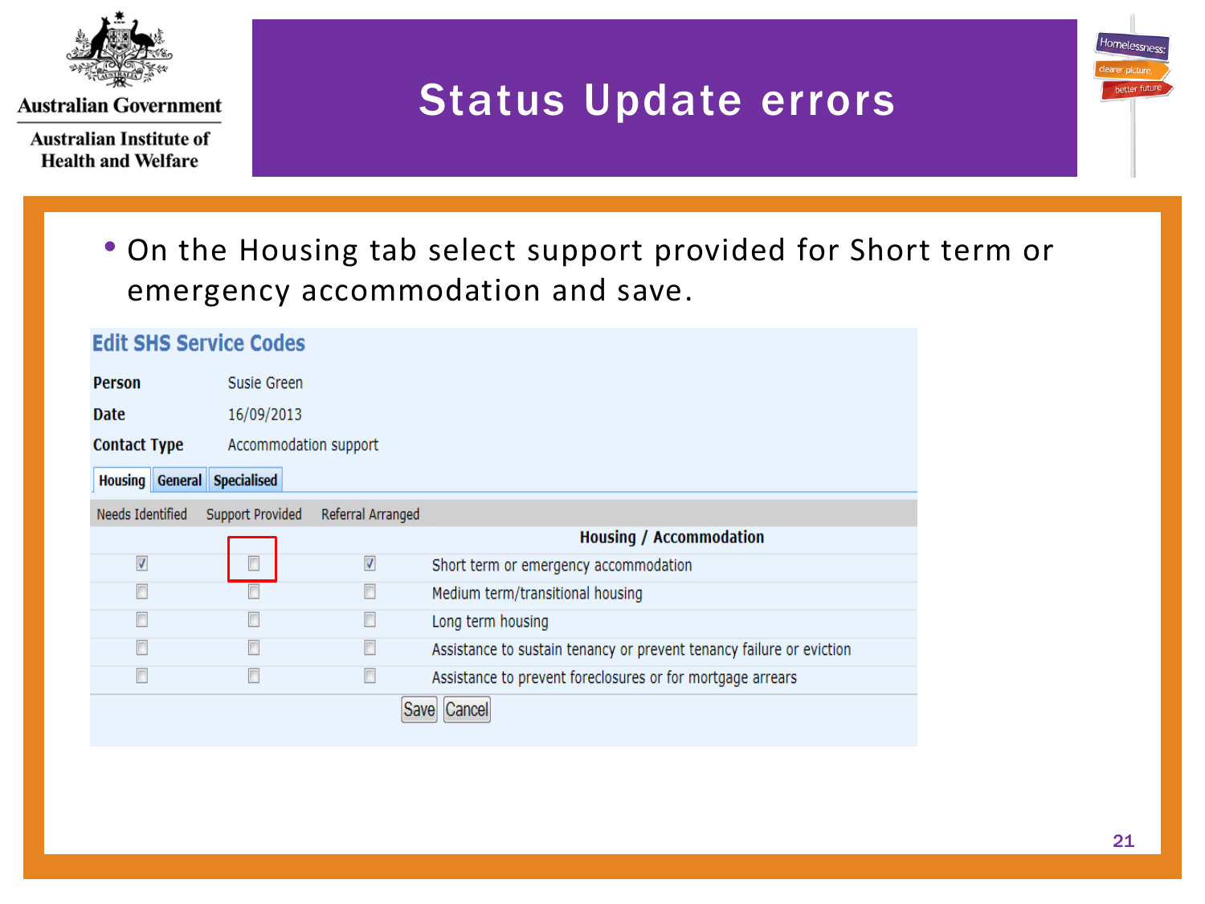# Status Update errors

- On the Housing tab select support provided for Short term or emergency accommodation and save.

## Edit SHS Service Codes

**Person** Susie Green

**Date** 16/09/2013

**Contact Type** Accommodation support

Housing | General | Specialised

| Needs Identified | Support Provided | Referral Arranged | Housing / Accommodation |
|---|---|---|---|
| ☑ | ☐ | ☑ | Short term or emergency accommodation |
| ☐ | ☐ | ☐ | Medium term/transitional housing |
| ☐ | ☐ | ☐ | Long term housing |
| ☐ | ☐ | ☐ | Assistance to sustain tenancy or prevent tenancy failure or eviction |
| ☐ | ☐ | ☐ | Assistance to prevent foreclosures or for mortgage arrears |

Save Cancel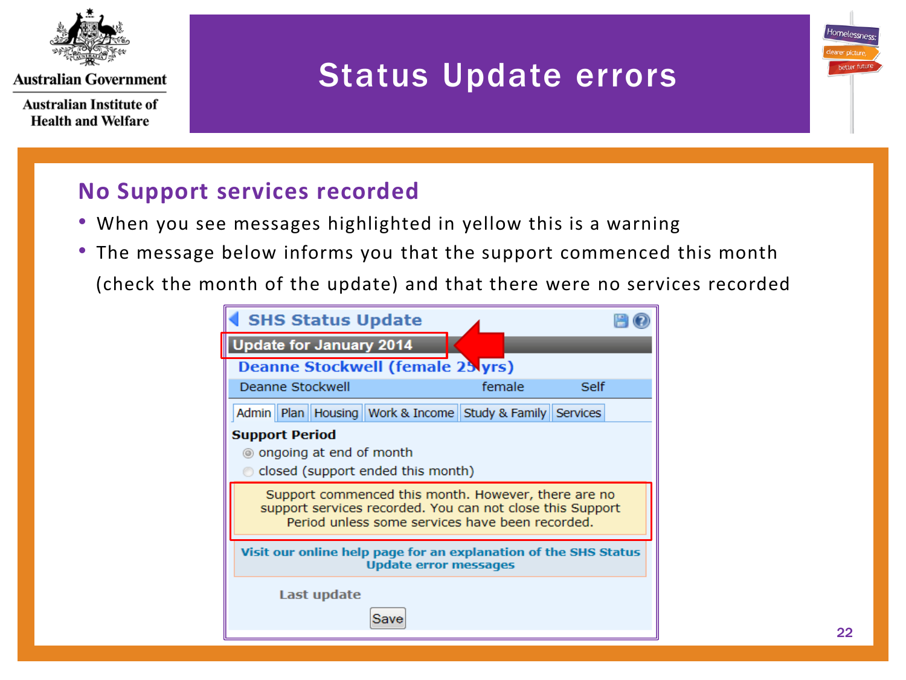# Status Update errors

## No Support services recorded

- When you see messages highlighted in yellow this is a warning
- The message below informs you that the support commenced this month (check the month of the update) and that there were no services recorded

**SHS Status Update**

**Update for January 2014**

**Deanne Stockwell (female 25 yrs)**

| Deanne Stockwell | female | Self |
|---|---|---|

Admin | Plan | Housing | Work & Income | Study & Family | Services

**Support Period**

- ongoing at end of month
- closed (support ended this month)

Support commenced this month. However, there are no support services recorded. You can not close this Support Period unless some services have been recorded.

Visit our online help page for an explanation of the SHS Status Update error messages

Last update

Save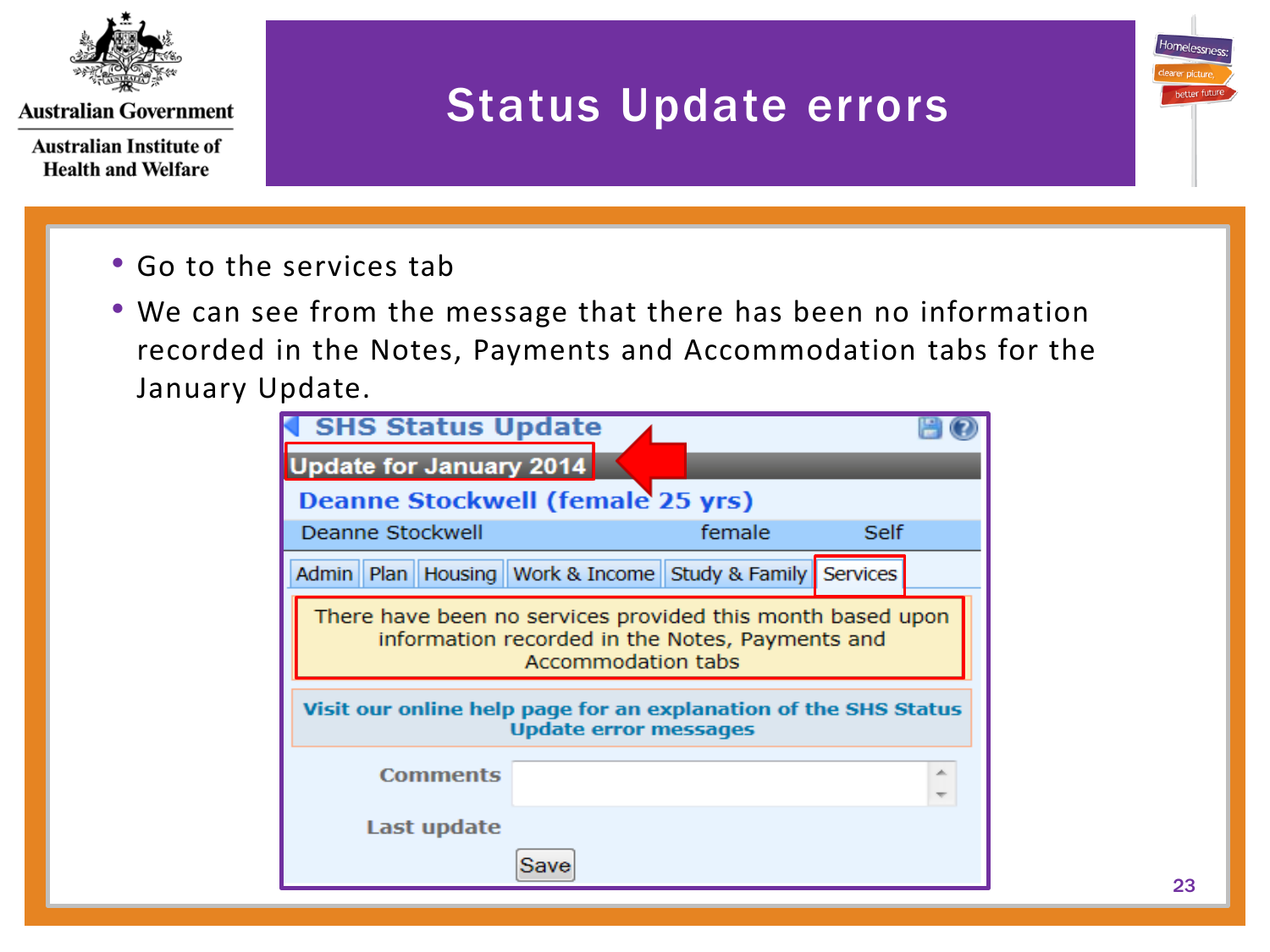# Status Update errors

- Go to the services tab
- We can see from the message that there has been no information recorded in the Notes, Payments and Accommodation tabs for the January Update.

**SHS Status Update**

**Update for January 2014**

**Deanne Stockwell (female 25 yrs)**

Deanne Stockwell female Self

Admin | Plan | Housing | Work & Income | Study & Family | Services

There have been no services provided this month based upon information recorded in the Notes, Payments and Accommodation tabs

**Visit our online help page for an explanation of the SHS Status Update error messages**

Comments

Last update

Save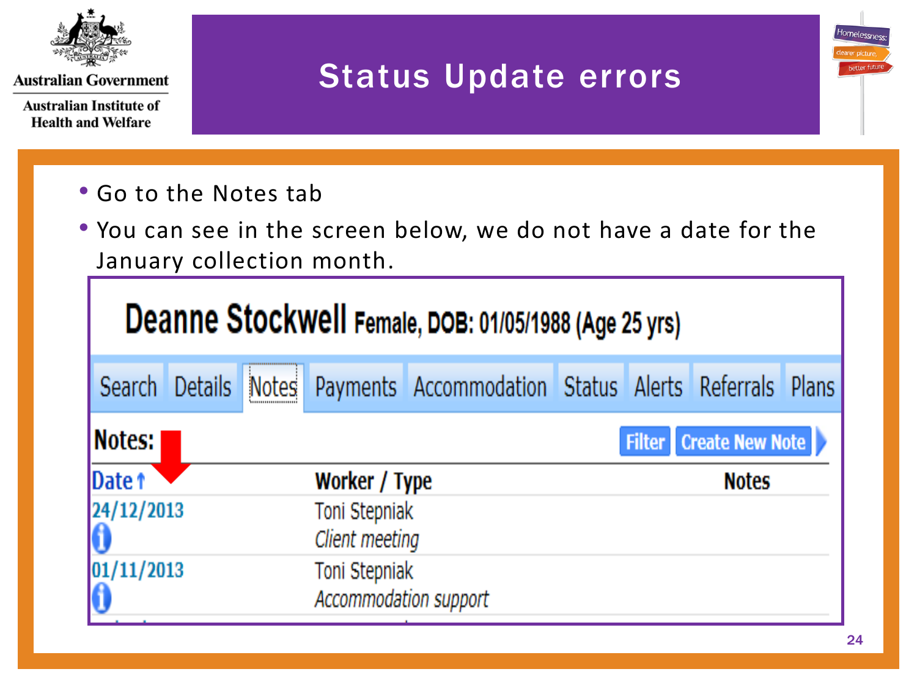# Status Update errors

- Go to the Notes tab
- You can see in the screen below, we do not have a date for the January collection month.

**Deanne Stockwell** Female, DOB: 01/05/1988 (Age 25 yrs)

Search | Details | Notes | Payments | Accommodation | Status | Alerts | Referrals | Plans

**Notes:**

Filter | Create New Note

| Date ↑ | Worker / Type | Notes |
|---|---|---|
| 24/12/2013 | Toni Stepniak *Client meeting* | |
| 01/11/2013 | Toni Stepniak *Accommodation support* | |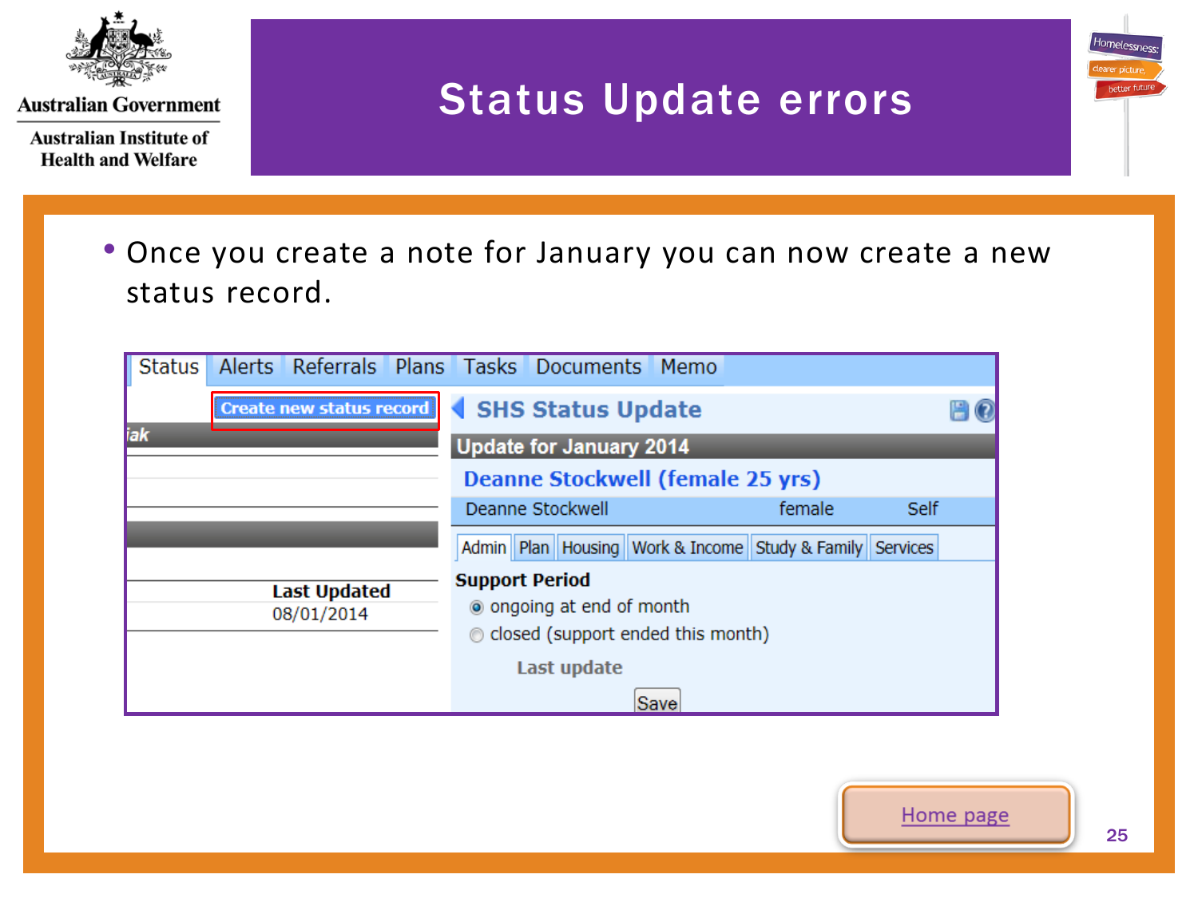# Status Update errors

- Once you create a note for January you can now create a new status record.

Status | Alerts | Referrals | Plans | Tasks | Documents | Memo

Create new status record

Last Updated
08/01/2014

SHS Status Update

Update for January 2014

Deanne Stockwell (female 25 yrs)

Deanne Stockwell | female | Self

Admin | Plan | Housing | Work & Income | Study & Family | Services

**Support Period**

- ongoing at end of month
- closed (support ended this month)

Last update

Save

Home page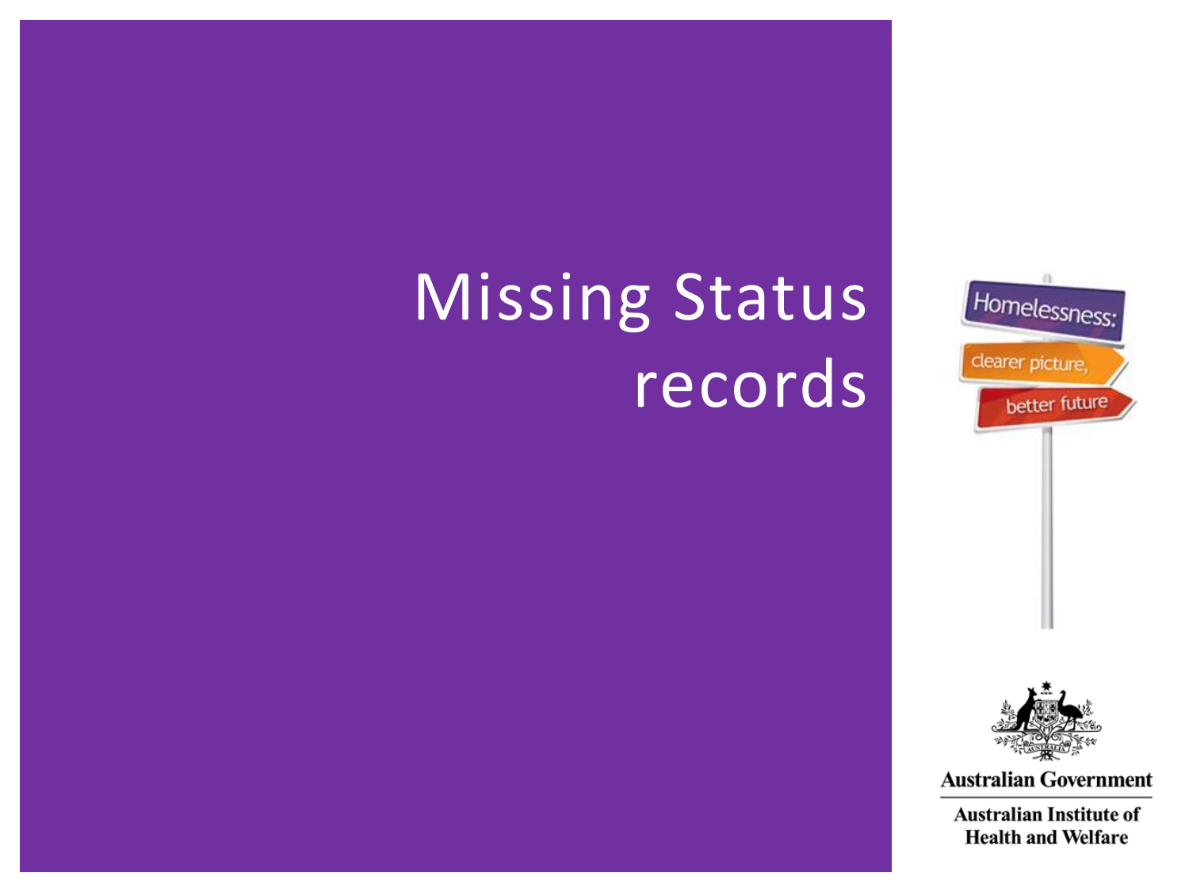# Missing Status records

Homelessness: clearer picture, better future

Australian Government

Australian Institute of Health and Welfare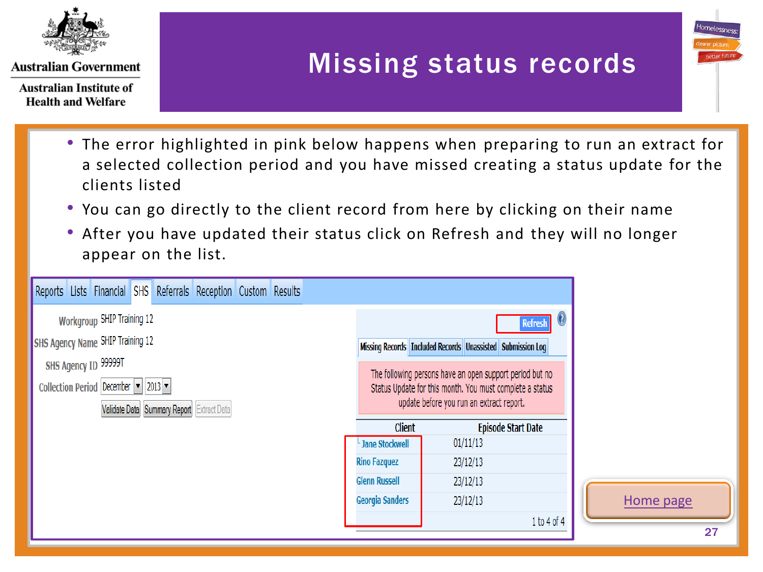Australian Government

Australian Institute of Health and Welfare

# Missing status records

Homelessness: clearer picture, better future

- The error highlighted in pink below happens when preparing to run an extract for a selected collection period and you have missed creating a status update for the clients listed
- You can go directly to the client record from here by clicking on their name
- After you have updated their status click on Refresh and they will no longer appear on the list.

Reports | Lists | Financial | SHS | Referrals | Reception | Custom | Results

Workgroup: SHIP Training 12
SHS Agency Name: SHIP Training 12
SHS Agency ID: 99999T
Collection Period: December 2013

Validate Data | Summary Report | Extract Data

Refresh

Missing Records | Included Records | Unassisted | Submission Log

The following persons have an open support period but no Status Update for this month. You must complete a status update before you run an extract report.

| Client | Episode Start Date |
| --- | --- |
| Jane Stockwell | 01/11/13 |
| Rino Fazquez | 23/12/13 |
| Glenn Russell | 23/12/13 |
| Georgia Sanders | 23/12/13 |

1 to 4 of 4

Home page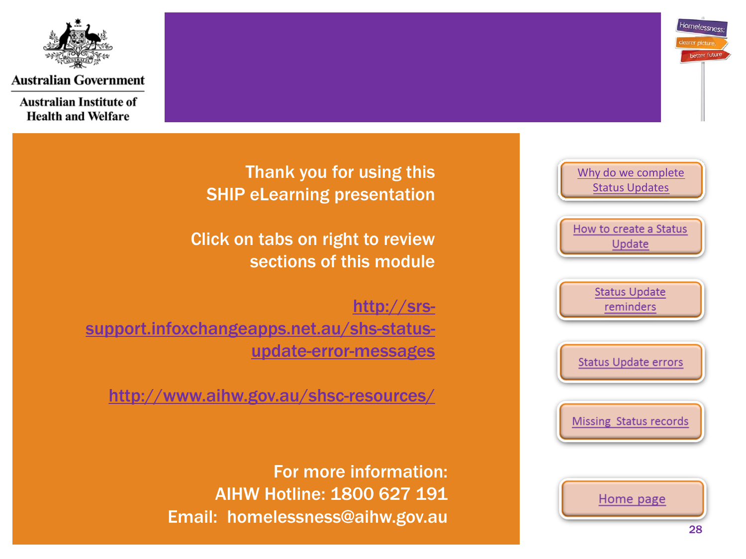Australian Government

Australian Institute of Health and Welfare

Homelessness: clearer picture, better future

Thank you for using this SHIP eLearning presentation

Click on tabs on right to review sections of this module

http://srs-support.infoxchangeapps.net.au/shs-status-update-error-messages

http://www.aihw.gov.au/shsc-resources/

For more information:
AIHW Hotline: 1800 627 191
Email: homelessness@aihw.gov.au

- Why do we complete Status Updates
- How to create a Status Update
- Status Update reminders
- Status Update errors
- Missing Status records
- Home page